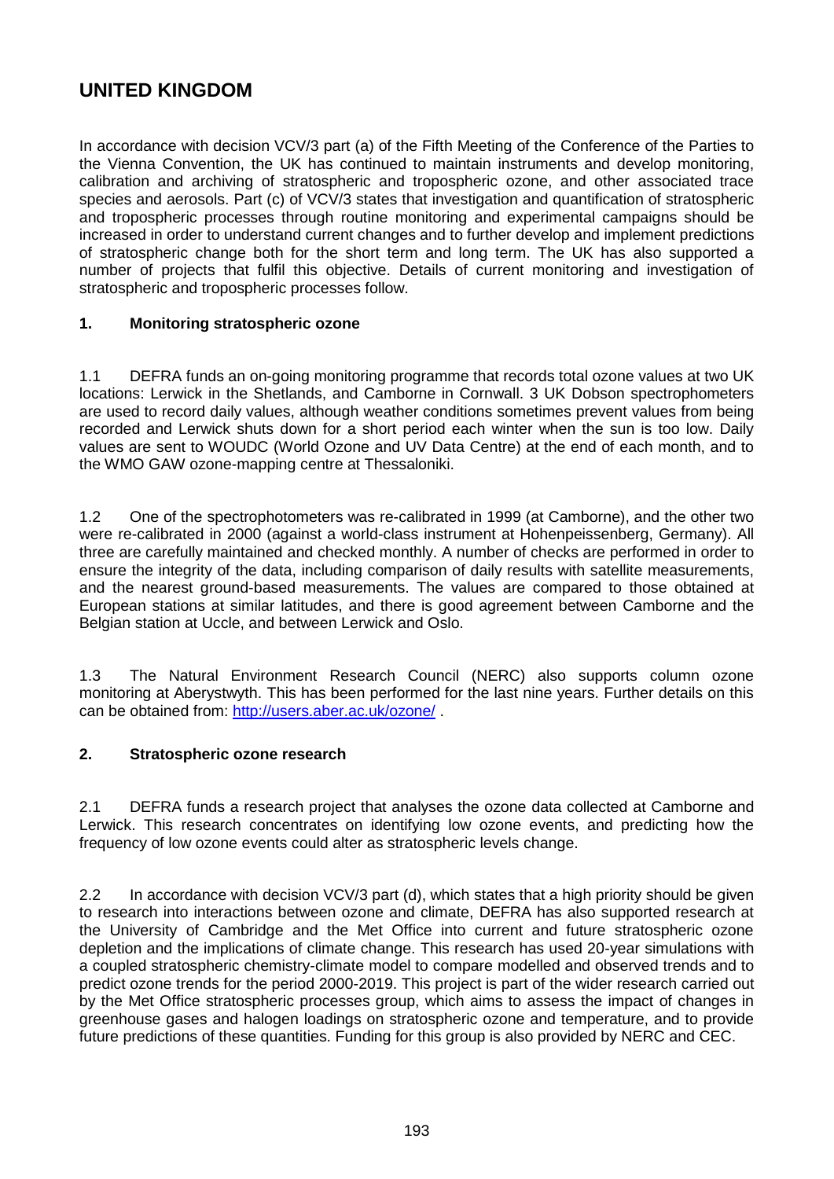# UNITED KINGDOM

In accordance with decision VCV/3 part (a) of the Fifth Meeting of the Conference of the Parties to the Vienna Convention, the UK has continued to maintain instruments and develop monitoring, calibration and archiving of stratospheric and tropospheric ozone, and other associated trace species and aerosols. Part (c) of VCV/3 states that investigation and quantification of stratospheric and tropospheric processes through routine monitoring and experimental campaigns should be increased in order to understand current changes and to further develop and implement predictions of stratospheric change both for the short term and long term. The UK has also supported a number of projects that fulfil this objective. Details of current monitoring and investigation of stratospheric and tropospheric processes follow.

## 1. Monitoring stratospheric ozone

1.1 DEFRA funds an on-going monitoring programme that records total ozone values at two UK locations: Lerwick in the Shetlands, and Camborne in Cornwall. 3 UK Dobson spectrophometers are used to record daily values, although weather conditions sometimes prevent values from being recorded and Lerwick shuts down for a short period each winter when the sun is too low. Daily values are sent to WOUDC (World Ozone and UV Data Centre) at the end of each month, and to the WMO GAW ozone-mapping centre at Thessaloniki.

1.2 One of the spectrophotometers was re-calibrated in 1999 (at Camborne), and the other two were re-calibrated in 2000 (against a world-class instrument at Hohenpeissenberg, Germany). All three are carefully maintained and checked monthly. A number of checks are performed in order to ensure the integrity of the data, including comparison of daily results with satellite measurements, and the nearest ground-based measurements. The values are compared to those obtained at European stations at similar latitudes, and there is good agreement between Camborne and the Belgian station at Uccle, and between Lerwick and Oslo.

1.3 The Natural Environment Research Council (NERC) also supports column ozone monitoring at Aberystwyth. This has been performed for the last nine years. Further details on this can be obtained from: http://users.aber.ac.uk/ozone/ .

## 2. Stratospheric ozone research

2.1 DEFRA funds a research project that analyses the ozone data collected at Camborne and Lerwick. This research concentrates on identifying low ozone events, and predicting how the frequency of low ozone events could alter as stratospheric levels change.

2.2 In accordance with decision VCV/3 part (d), which states that a high priority should be given to research into interactions between ozone and climate, DEFRA has also supported research at the University of Cambridge and the Met Office into current and future stratospheric ozone depletion and the implications of climate change. This research has used 20-year simulations with a coupled stratospheric chemistry-climate model to compare modelled and observed trends and to predict ozone trends for the period 2000-2019. This project is part of the wider research carried out by the Met Office stratospheric processes group, which aims to assess the impact of changes in greenhouse gases and halogen loadings on stratospheric ozone and temperature, and to provide future predictions of these quantities. Funding for this group is also provided by NERC and CEC.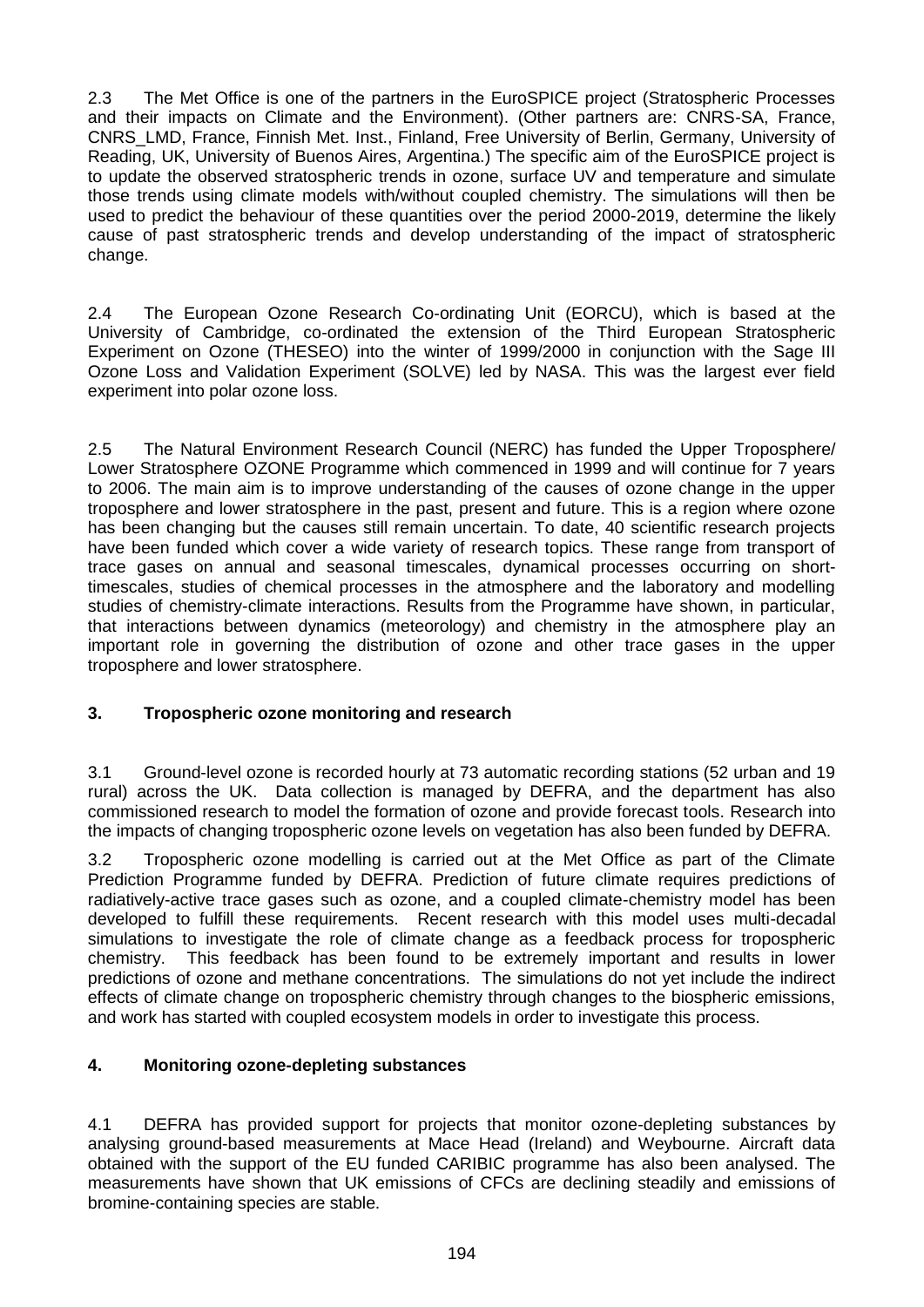2.3 The Met Office is one of the partners in the EuroSPICE project (Stratospheric Processes and their impacts on Climate and the Environment). (Other partners are: CNRS-SA, France, CNRS_LMD, France, Finnish Met. Inst., Finland, Free University of Berlin, Germany, University of Reading, UK, University of Buenos Aires, Argentina.) The specific aim of the EuroSPICE project is to update the observed stratospheric trends in ozone, surface UV and temperature and simulate those trends using climate models with/without coupled chemistry. The simulations will then be used to predict the behaviour of these quantities over the period 2000-2019, determine the likely cause of past stratospheric trends and develop understanding of the impact of stratospheric change.

2.4 The European Ozone Research Co-ordinating Unit (EORCU), which is based at the University of Cambridge, co-ordinated the extension of the Third European Stratospheric Experiment on Ozone (THESEO) into the winter of 1999/2000 in conjunction with the Sage III Ozone Loss and Validation Experiment (SOLVE) led by NASA. This was the largest ever field experiment into polar ozone loss.

2.5 The Natural Environment Research Council (NERC) has funded the Upper Troposphere/ Lower Stratosphere OZONE Programme which commenced in 1999 and will continue for 7 years to 2006. The main aim is to improve understanding of the causes of ozone change in the upper troposphere and lower stratosphere in the past, present and future. This is a region where ozone has been changing but the causes still remain uncertain. To date, 40 scientific research projects have been funded which cover a wide variety of research topics. These range from transport of trace gases on annual and seasonal timescales, dynamical processes occurring on short-timescales, studies of chemical processes in the atmosphere and the laboratory and modelling studies of chemistry-climate interactions. Results from the Programme have shown, in particular, that interactions between dynamics (meteorology) and chemistry in the atmosphere play an important role in governing the distribution of ozone and other trace gases in the upper troposphere and lower stratosphere.

## 3. Tropospheric ozone monitoring and research

3.1 Ground-level ozone is recorded hourly at 73 automatic recording stations (52 urban and 19 rural) across the UK. Data collection is managed by DEFRA, and the department has also commissioned research to model the formation of ozone and provide forecast tools. Research into the impacts of changing tropospheric ozone levels on vegetation has also been funded by DEFRA.

3.2 Tropospheric ozone modelling is carried out at the Met Office as part of the Climate Prediction Programme funded by DEFRA. Prediction of future climate requires predictions of radiatively-active trace gases such as ozone, and a coupled climate-chemistry model has been developed to fulfill these requirements. Recent research with this model uses multi-decadal simulations to investigate the role of climate change as a feedback process for tropospheric chemistry. This feedback has been found to be extremely important and results in lower predictions of ozone and methane concentrations. The simulations do not yet include the indirect effects of climate change on tropospheric chemistry through changes to the biospheric emissions, and work has started with coupled ecosystem models in order to investigate this process.

## 4. Monitoring ozone-depleting substances

4.1 DEFRA has provided support for projects that monitor ozone-depleting substances by analysing ground-based measurements at Mace Head (Ireland) and Weybourne. Aircraft data obtained with the support of the EU funded CARIBIC programme has also been analysed. The measurements have shown that UK emissions of CFCs are declining steadily and emissions of bromine-containing species are stable.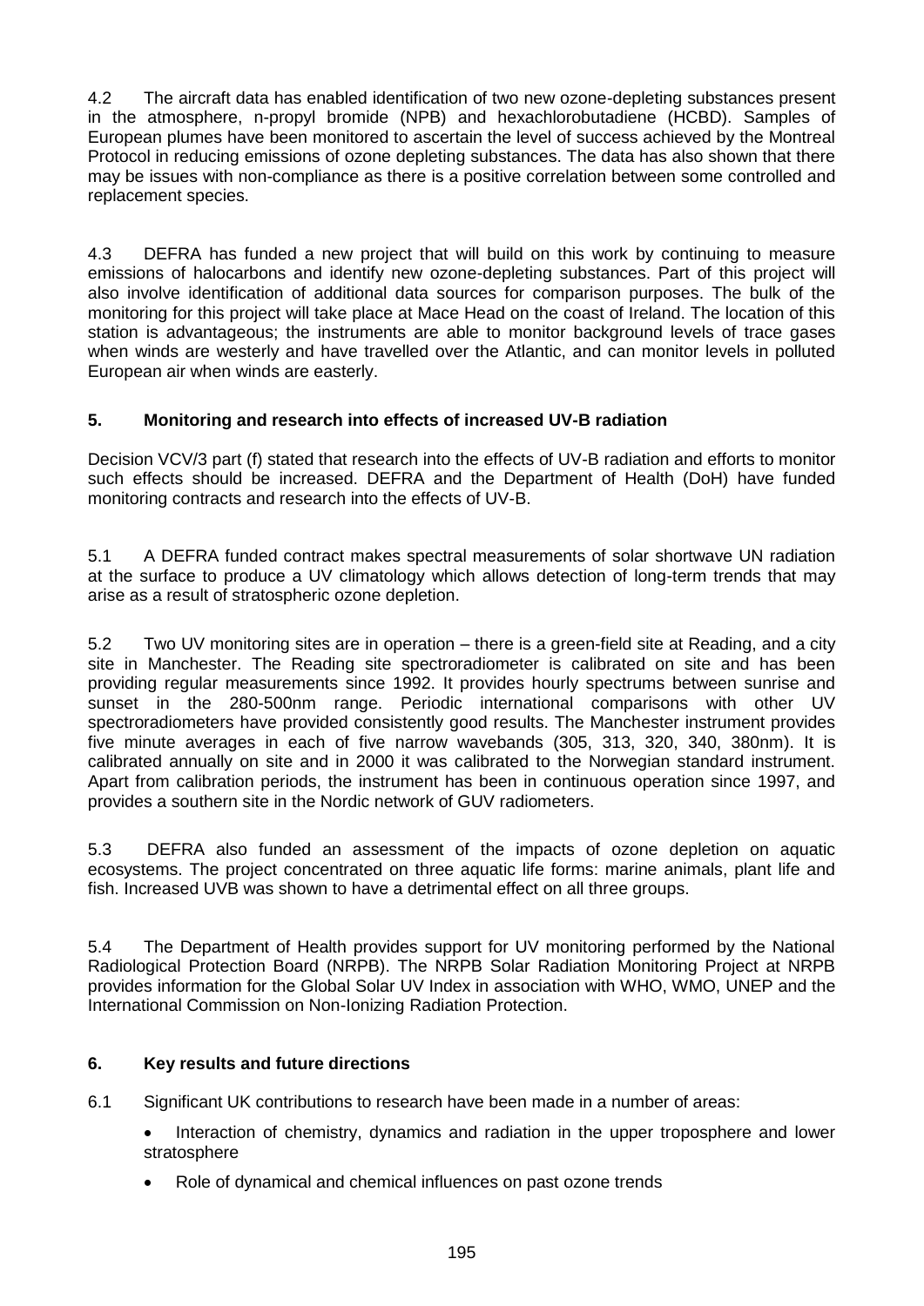4.2 The aircraft data has enabled identification of two new ozone-depleting substances present in the atmosphere, n-propyl bromide (NPB) and hexachlorobutadiene (HCBD). Samples of European plumes have been monitored to ascertain the level of success achieved by the Montreal Protocol in reducing emissions of ozone depleting substances. The data has also shown that there may be issues with non-compliance as there is a positive correlation between some controlled and replacement species.

4.3 DEFRA has funded a new project that will build on this work by continuing to measure emissions of halocarbons and identify new ozone-depleting substances. Part of this project will also involve identification of additional data sources for comparison purposes. The bulk of the monitoring for this project will take place at Mace Head on the coast of Ireland. The location of this station is advantageous; the instruments are able to monitor background levels of trace gases when winds are westerly and have travelled over the Atlantic, and can monitor levels in polluted European air when winds are easterly.

## 5. Monitoring and research into effects of increased UV-B radiation

Decision VCV/3 part (f) stated that research into the effects of UV-B radiation and efforts to monitor such effects should be increased. DEFRA and the Department of Health (DoH) have funded monitoring contracts and research into the effects of UV-B.

5.1 A DEFRA funded contract makes spectral measurements of solar shortwave UN radiation at the surface to produce a UV climatology which allows detection of long-term trends that may arise as a result of stratospheric ozone depletion.

5.2 Two UV monitoring sites are in operation – there is a green-field site at Reading, and a city site in Manchester. The Reading site spectroradiometer is calibrated on site and has been providing regular measurements since 1992. It provides hourly spectrums between sunrise and sunset in the 280-500nm range. Periodic international comparisons with other UV spectroradiometers have provided consistently good results. The Manchester instrument provides five minute averages in each of five narrow wavebands (305, 313, 320, 340, 380nm). It is calibrated annually on site and in 2000 it was calibrated to the Norwegian standard instrument. Apart from calibration periods, the instrument has been in continuous operation since 1997, and provides a southern site in the Nordic network of GUV radiometers.

5.3 DEFRA also funded an assessment of the impacts of ozone depletion on aquatic ecosystems. The project concentrated on three aquatic life forms: marine animals, plant life and fish. Increased UVB was shown to have a detrimental effect on all three groups.

5.4 The Department of Health provides support for UV monitoring performed by the National Radiological Protection Board (NRPB). The NRPB Solar Radiation Monitoring Project at NRPB provides information for the Global Solar UV Index in association with WHO, WMO, UNEP and the International Commission on Non-Ionizing Radiation Protection.

## 6. Key results and future directions

6.1 Significant UK contributions to research have been made in a number of areas:

- Interaction of chemistry, dynamics and radiation in the upper troposphere and lower stratosphere
- Role of dynamical and chemical influences on past ozone trends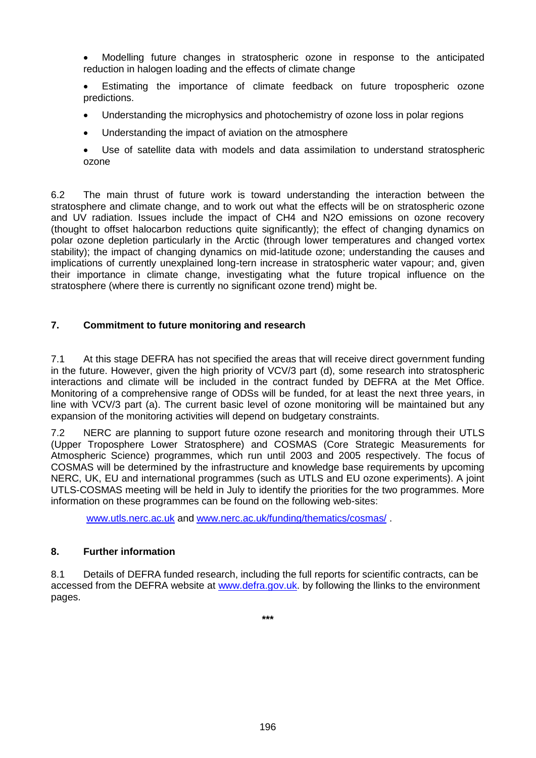- Modelling future changes in stratospheric ozone in response to the anticipated reduction in halogen loading and the effects of climate change
- Estimating the importance of climate feedback on future tropospheric ozone predictions.
- Understanding the microphysics and photochemistry of ozone loss in polar regions
- Understanding the impact of aviation on the atmosphere
- Use of satellite data with models and data assimilation to understand stratospheric ozone

6.2 The main thrust of future work is toward understanding the interaction between the stratosphere and climate change, and to work out what the effects will be on stratospheric ozone and UV radiation. Issues include the impact of $CH_4$ and $N_2O$ emissions on ozone recovery (thought to offset halocarbon reductions quite significantly); the effect of changing dynamics on polar ozone depletion particularly in the Arctic (through lower temperatures and changed vortex stability); the impact of changing dynamics on mid-latitude ozone; understanding the causes and implications of currently unexplained long-tern increase in stratospheric water vapour; and, given their importance in climate change, investigating what the future tropical influence on the stratosphere (where there is currently no significant ozone trend) might be.

## 7. Commitment to future monitoring and research

7.1 At this stage DEFRA has not specified the areas that will receive direct government funding in the future. However, given the high priority of VCV/3 part (d), some research into stratospheric interactions and climate will be included in the contract funded by DEFRA at the Met Office. Monitoring of a comprehensive range of ODSs will be funded, for at least the next three years, in line with VCV/3 part (a). The current basic level of ozone monitoring will be maintained but any expansion of the monitoring activities will depend on budgetary constraints.

7.2 NERC are planning to support future ozone research and monitoring through their UTLS (Upper Troposphere Lower Stratosphere) and COSMAS (Core Strategic Measurements for Atmospheric Science) programmes, which run until 2003 and 2005 respectively. The focus of COSMAS will be determined by the infrastructure and knowledge base requirements by upcoming NERC, UK, EU and international programmes (such as UTLS and EU ozone experiments). A joint UTLS-COSMAS meeting will be held in July to identify the priorities for the two programmes. More information on these programmes can be found on the following web-sites:

www.utls.nerc.ac.uk and www.nerc.ac.uk/funding/thematics/cosmas/ .

## 8. Further information

8.1 Details of DEFRA funded research, including the full reports for scientific contracts, can be accessed from the DEFRA website at www.defra.gov.uk. by following the llinks to the environment pages.

***